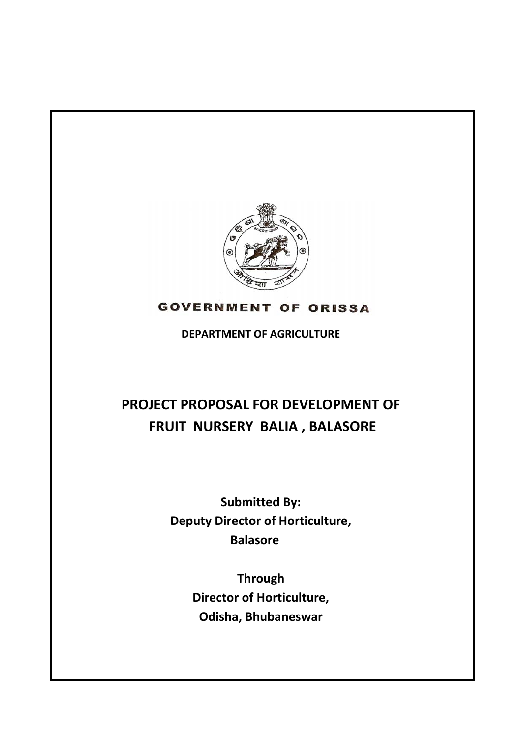**GOVERNMENT OF ORISSA**

**DEPARTMENT OF AGRICULTURE**

# PROJECT PROPOSAL FOR DEVELOPMENT OF FRUIT NURSERY BALIA , BALASORE

**Submitted By:**
**Deputy Director of Horticulture,**
**Balasore**

**Through**
**Director of Horticulture,**
**Odisha, Bhubaneswar**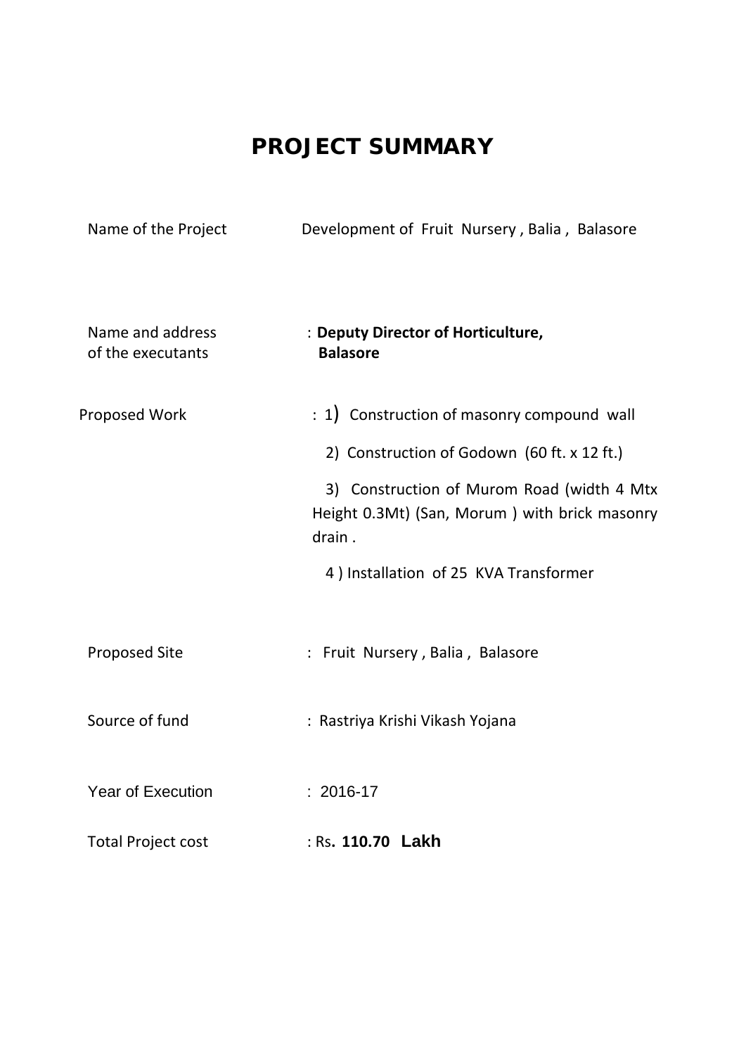# PROJECT SUMMARY

| | |
|---|---|
| Name of the Project | Development of Fruit Nursery , Balia , Balasore |
| Name and address of the executants | : **Deputy Director of Horticulture, Balasore** |
| Proposed Work | : 1) Construction of masonry compound wall<br>2) Construction of Godown (60 ft. x 12 ft.)<br>3) Construction of Murom Road (width 4 Mtx Height 0.3Mt) (San, Morum ) with brick masonry drain .<br>4 ) Installation of 25 KVA Transformer |
| Proposed Site | : Fruit Nursery , Balia , Balasore |
| Source of fund | : Rastriya Krishi Vikash Yojana |
| Year of Execution | : 2016-17 |
| Total Project cost | : Rs**. 110.70 Lakh** |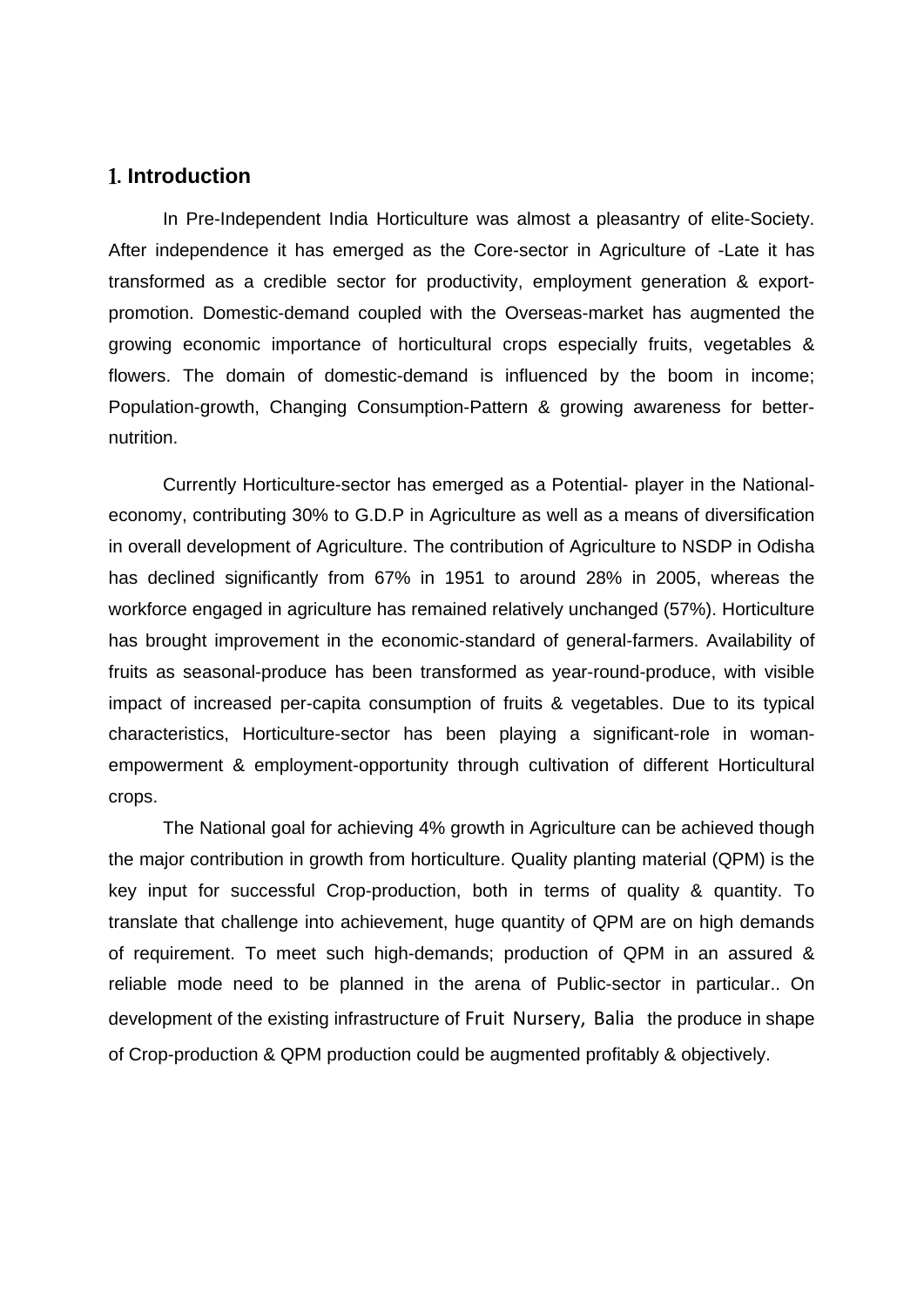# 1. Introduction

In Pre-Independent India Horticulture was almost a pleasantry of elite-Society. After independence it has emerged as the Core-sector in Agriculture of -Late it has transformed as a credible sector for productivity, employment generation & export-promotion. Domestic-demand coupled with the Overseas-market has augmented the growing economic importance of horticultural crops especially fruits, vegetables & flowers. The domain of domestic-demand is influenced by the boom in income; Population-growth, Changing Consumption-Pattern & growing awareness for better-nutrition.

Currently Horticulture-sector has emerged as a Potential- player in the National-economy, contributing 30% to G.D.P in Agriculture as well as a means of diversification in overall development of Agriculture. The contribution of Agriculture to NSDP in Odisha has declined significantly from 67% in 1951 to around 28% in 2005, whereas the workforce engaged in agriculture has remained relatively unchanged (57%). Horticulture has brought improvement in the economic-standard of general-farmers. Availability of fruits as seasonal-produce has been transformed as year-round-produce, with visible impact of increased per-capita consumption of fruits & vegetables. Due to its typical characteristics, Horticulture-sector has been playing a significant-role in woman-empowerment & employment-opportunity through cultivation of different Horticultural crops.

The National goal for achieving 4% growth in Agriculture can be achieved though the major contribution in growth from horticulture. Quality planting material (QPM) is the key input for successful Crop-production, both in terms of quality & quantity. To translate that challenge into achievement, huge quantity of QPM are on high demands of requirement. To meet such high-demands; production of QPM in an assured & reliable mode need to be planned in the arena of Public-sector in particular.. On development of the existing infrastructure of Fruit Nursery, Balia the produce in shape of Crop-production & QPM production could be augmented profitably & objectively.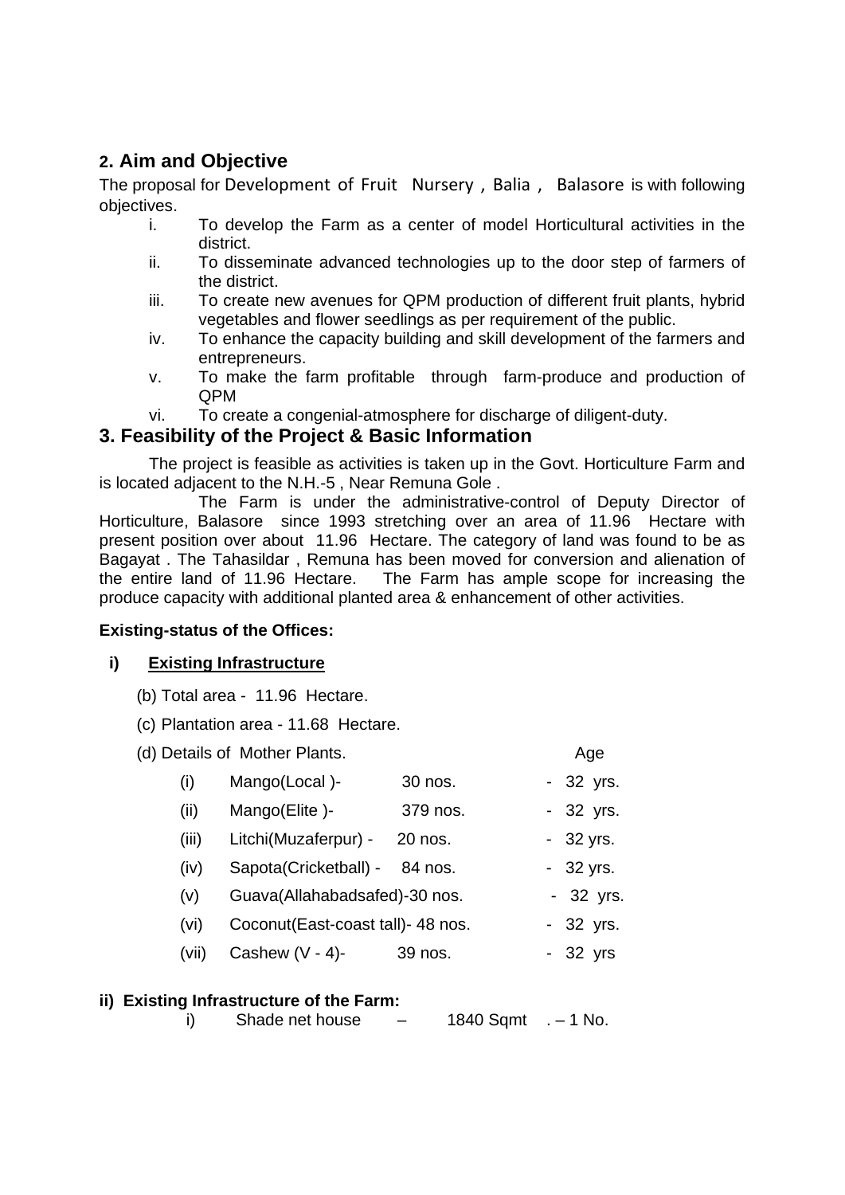## 2. Aim and Objective

The proposal for Development of Fruit Nursery , Balia , Balasore is with following objectives.

i. To develop the Farm as a center of model Horticultural activities in the district.
ii. To disseminate advanced technologies up to the door step of farmers of the district.
iii. To create new avenues for QPM production of different fruit plants, hybrid vegetables and flower seedlings as per requirement of the public.
iv. To enhance the capacity building and skill development of the farmers and entrepreneurs.
v. To make the farm profitable through farm-produce and production of QPM
vi. To create a congenial-atmosphere for discharge of diligent-duty.

## 3. Feasibility of the Project & Basic Information

The project is feasible as activities is taken up in the Govt. Horticulture Farm and is located adjacent to the N.H.-5 , Near Remuna Gole .

The Farm is under the administrative-control of Deputy Director of Horticulture, Balasore since 1993 stretching over an area of 11.96 Hectare with present position over about 11.96 Hectare. The category of land was found to be as Bagayat . The Tahasildar , Remuna has been moved for conversion and alienation of the entire land of 11.96 Hectare. The Farm has ample scope for increasing the produce capacity with additional planted area & enhancement of other activities.

**Existing-status of the Offices:**

**i) <u>Existing Infrastructure</u>**

(b) Total area - 11.96 Hectare.

(c) Plantation area - 11.68 Hectare.

(d) Details of Mother Plants.

| | | | Age |
|---|---|---|---|
| (i) | Mango(Local )- | 30 nos. | - 32 yrs. |
| (ii) | Mango(Elite )- | 379 nos. | - 32 yrs. |
| (iii) | Litchi(Muzaferpur) - | 20 nos. | - 32 yrs. |
| (iv) | Sapota(Cricketball) - | 84 nos. | - 32 yrs. |
| (v) | Guava(Allahabadsafed)- | 30 nos. | - 32 yrs. |
| (vi) | Coconut(East-coast tall)- | 48 nos. | - 32 yrs. |
| (vii) | Cashew (V - 4)- | 39 nos. | - 32 yrs |

**ii) Existing Infrastructure of the Farm:**

i) Shade net house – 1840 Sqmt . – 1 No.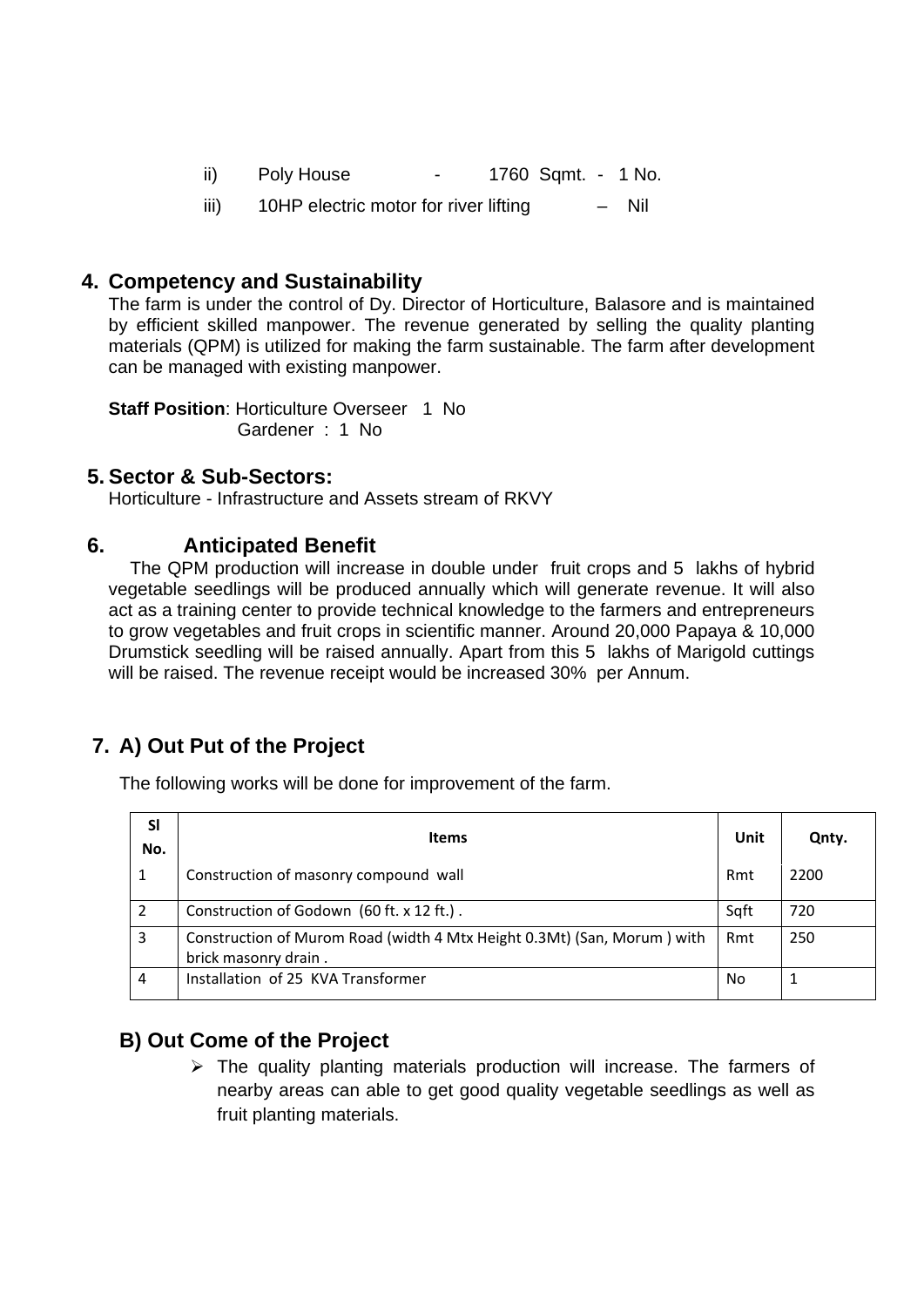ii) Poly House - 1760 Sqmt. - 1 No.

iii) 10HP electric motor for river lifting – Nil

## 4. Competency and Sustainability

The farm is under the control of Dy. Director of Horticulture, Balasore and is maintained by efficient skilled manpower. The revenue generated by selling the quality planting materials (QPM) is utilized for making the farm sustainable. The farm after development can be managed with existing manpower.

**Staff Position**: Horticulture Overseer 1 No
Gardener : 1 No

## 5. Sector & Sub-Sectors:

Horticulture - Infrastructure and Assets stream of RKVY

## 6. Anticipated Benefit

The QPM production will increase in double under fruit crops and 5 lakhs of hybrid vegetable seedlings will be produced annually which will generate revenue. It will also act as a training center to provide technical knowledge to the farmers and entrepreneurs to grow vegetables and fruit crops in scientific manner. Around 20,000 Papaya & 10,000 Drumstick seedling will be raised annually. Apart from this 5 lakhs of Marigold cuttings will be raised. The revenue receipt would be increased 30% per Annum.

## 7. A) Out Put of the Project

The following works will be done for improvement of the farm.

| Sl No. | Items | Unit | Qnty. |
|---|---|---|---|
| 1 | Construction of masonry compound wall | Rmt | 2200 |
| 2 | Construction of Godown (60 ft. x 12 ft.) . | Sqft | 720 |
| 3 | Construction of Murom Road (width 4 Mtx Height 0.3Mt) (San, Morum ) with brick masonry drain . | Rmt | 250 |
| 4 | Installation of 25 KVA Transformer | No | 1 |

### B) Out Come of the Project

- The quality planting materials production will increase. The farmers of nearby areas can able to get good quality vegetable seedlings as well as fruit planting materials.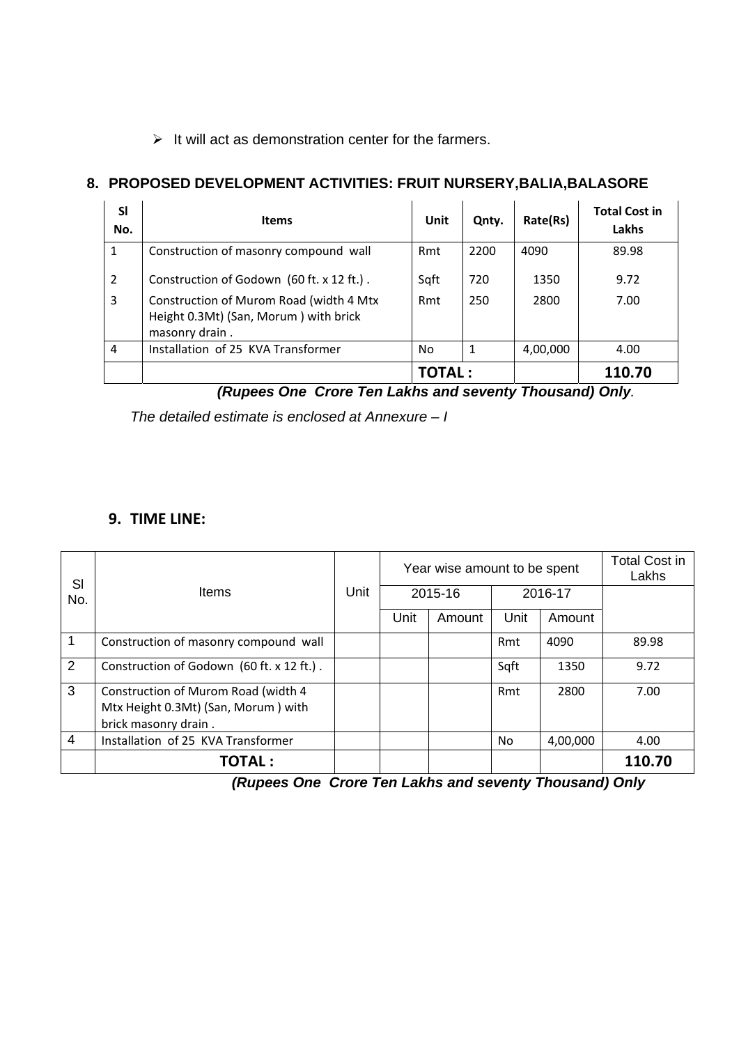- It will act as demonstration center for the farmers.

## 8. PROPOSED DEVELOPMENT ACTIVITIES: FRUIT NURSERY,BALIA,BALASORE

| Sl No. | Items | Unit | Qnty. | Rate(Rs) | Total Cost in Lakhs |
|---|---|---|---|---|---|
| 1 | Construction of masonry compound wall | Rmt | 2200 | 4090 | 89.98 |
| 2 | Construction of Godown (60 ft. x 12 ft.) . | Sqft | 720 | 1350 | 9.72 |
| 3 | Construction of Murom Road (width 4 Mtx Height 0.3Mt) (San, Morum ) with brick masonry drain . | Rmt | 250 | 2800 | 7.00 |
| 4 | Installation of 25 KVA Transformer | No | 1 | 4,00,000 | 4.00 |
| | | **TOTAL :** | | | **110.70** |

***(Rupees One Crore Ten Lakhs and seventy Thousand) Only*.**

*The detailed estimate is enclosed at Annexure – I*

## 9. TIME LINE:

| Sl No. | Items | Unit | Year wise amount to be spent | | | | Total Cost in Lakhs |
|---|---|---|---|---|---|---|---|
| | | | 2015-16 | | 2016-17 | | |
| | | | Unit | Amount | Unit | Amount | |
| 1 | Construction of masonry compound wall | | | | Rmt | 4090 | 89.98 |
| 2 | Construction of Godown (60 ft. x 12 ft.) . | | | | Sqft | 1350 | 9.72 |
| 3 | Construction of Murom Road (width 4 Mtx Height 0.3Mt) (San, Morum ) with brick masonry drain . | | | | Rmt | 2800 | 7.00 |
| 4 | Installation of 25 KVA Transformer | | | | No | 4,00,000 | 4.00 |
| | **TOTAL :** | | | | | | **110.70** |

***(Rupees One Crore Ten Lakhs and seventy Thousand) Only***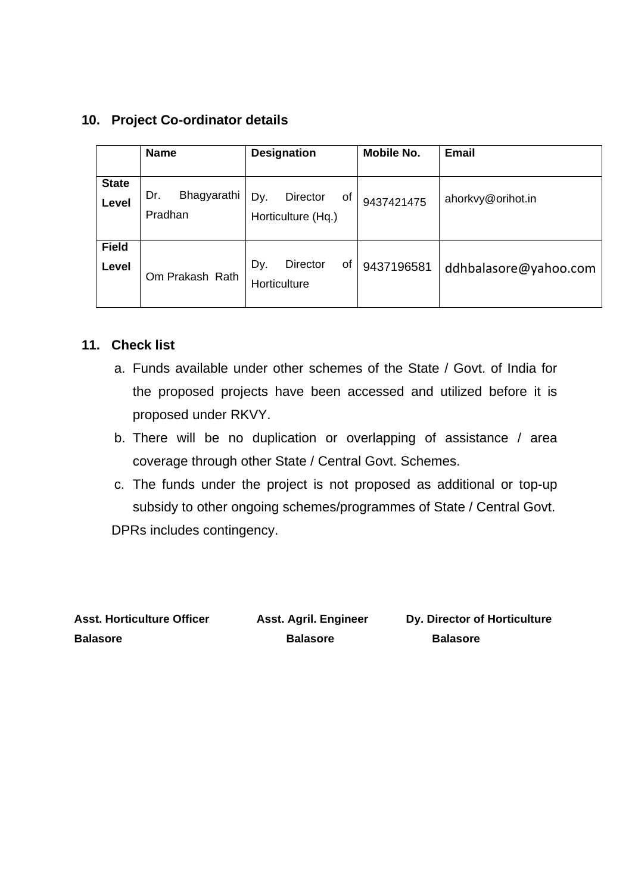## 10. Project Co-ordinator details

| | Name | Designation | Mobile No. | Email |
|---|---|---|---|---|
| **State Level** | Dr. Bhagyarathi Pradhan | Dy. Director of Horticulture (Hq.) | 9437421475 | ahorkvy@orihot.in |
| **Field Level** | Om Prakash Rath | Dy. Director of Horticulture | 9437196581 | ddhbalasore@yahoo.com |

## 11. Check list

a. Funds available under other schemes of the State / Govt. of India for the proposed projects have been accessed and utilized before it is proposed under RKVY.
b. There will be no duplication or overlapping of assistance / area coverage through other State / Central Govt. Schemes.
c. The funds under the project is not proposed as additional or top-up subsidy to other ongoing schemes/programmes of State / Central Govt.

DPRs includes contingency.

**Asst. Horticulture Officer**
**Balasore**

**Asst. Agril. Engineer**
**Balasore**

**Dy. Director of Horticulture**
**Balasore**